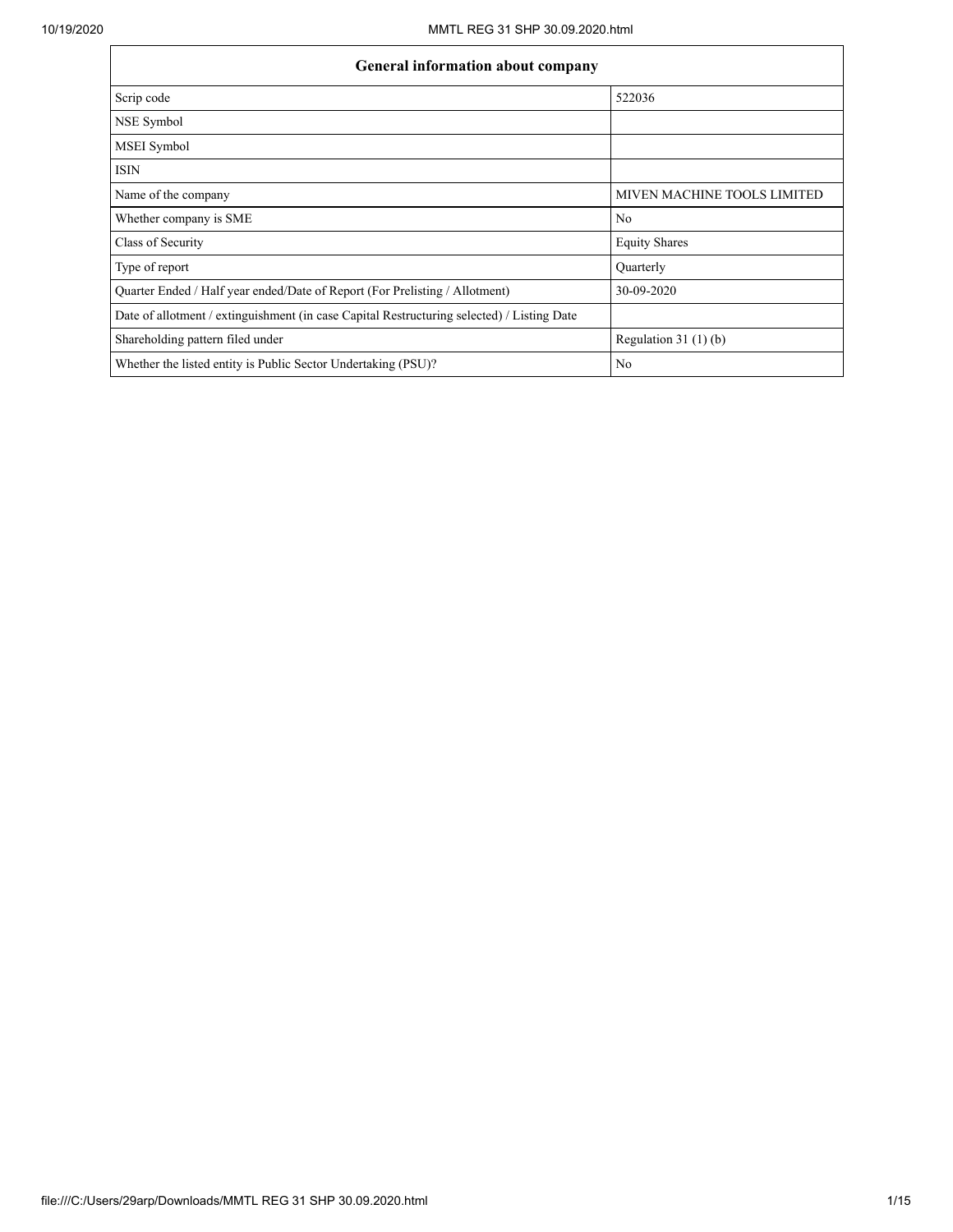| General information about company | |
|---|---|
| Scrip code | 522036 |
| NSE Symbol | |
| MSEI Symbol | |
| ISIN | |
| Name of the company | MIVEN MACHINE TOOLS LIMITED |
| Whether company is SME | No |
| Class of Security | Equity Shares |
| Type of report | Quarterly |
| Quarter Ended / Half year ended/Date of Report (For Prelisting / Allotment) | 30-09-2020 |
| Date of allotment / extinguishment (in case Capital Restructuring selected) / Listing Date | |
| Shareholding pattern filed under | Regulation 31 (1) (b) |
| Whether the listed entity is Public Sector Undertaking (PSU)? | No |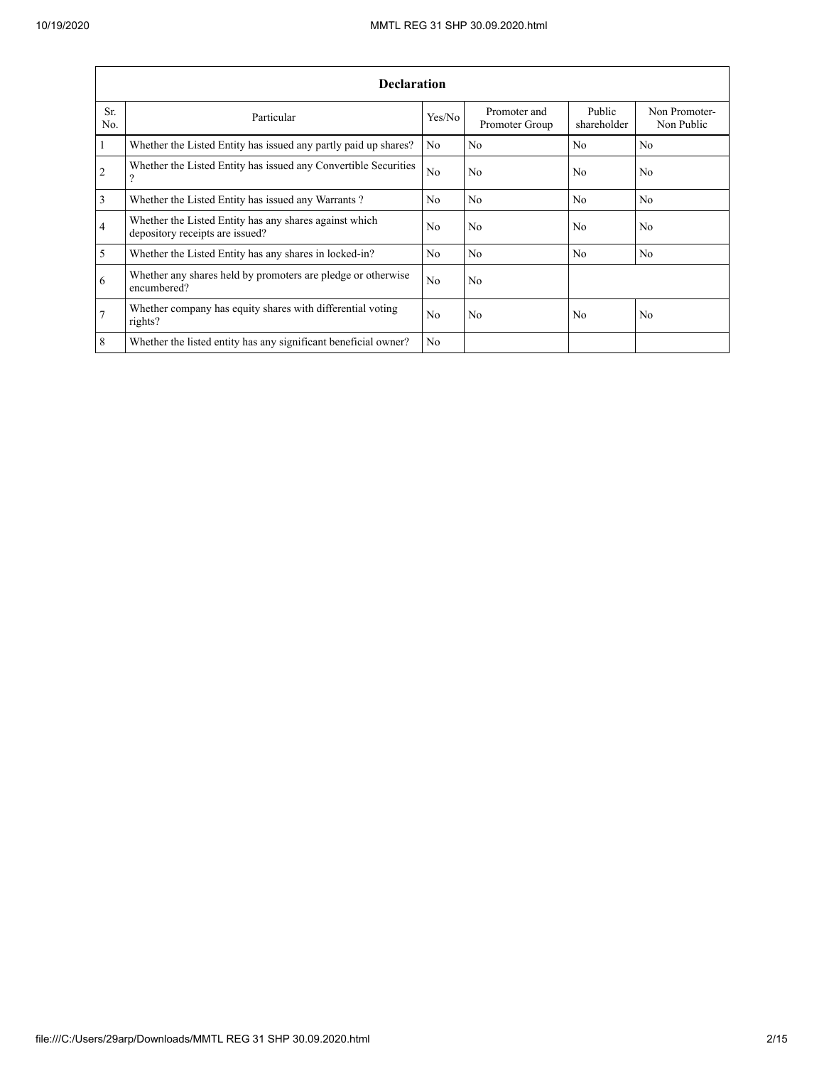| Declaration | | | | | |
|---|---|---|---|---|---|
| Sr. No. | Particular | Yes/No | Promoter and Promoter Group | Public shareholder | Non Promoter- Non Public |
| 1 | Whether the Listed Entity has issued any partly paid up shares? | No | No | No | No |
| 2 | Whether the Listed Entity has issued any Convertible Securities ? | No | No | No | No |
| 3 | Whether the Listed Entity has issued any Warrants ? | No | No | No | No |
| 4 | Whether the Listed Entity has any shares against which depository receipts are issued? | No | No | No | No |
| 5 | Whether the Listed Entity has any shares in locked-in? | No | No | No | No |
| 6 | Whether any shares held by promoters are pledge or otherwise encumbered? | No | No | | |
| 7 | Whether company has equity shares with differential voting rights? | No | No | No | No |
| 8 | Whether the listed entity has any significant beneficial owner? | No | | | |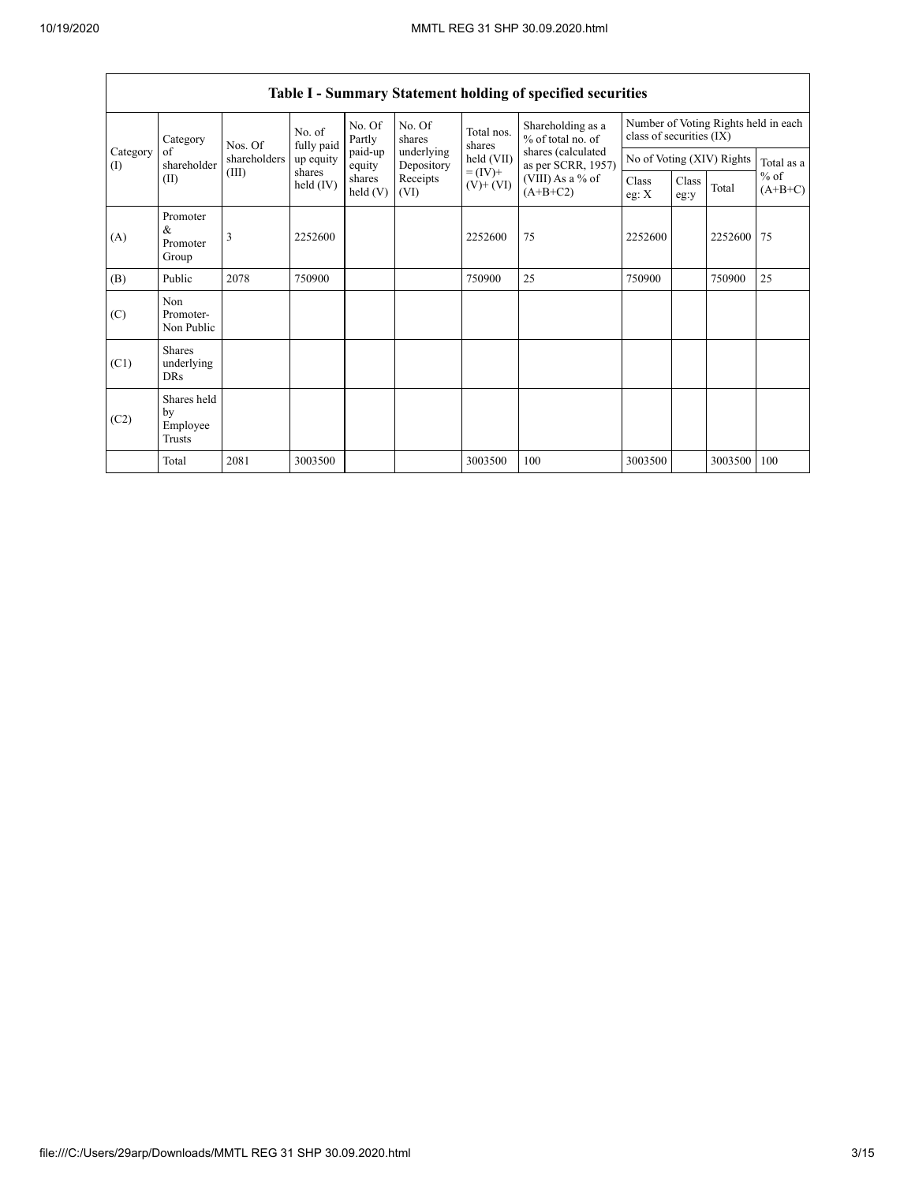## Table I - Summary Statement holding of specified securities

| Category (I) | Category of shareholder (II) | Nos. Of shareholders (III) | No. of fully paid up equity shares held (IV) | No. Of Partly paid-up equity shares held (V) | No. Of shares underlying Depository Receipts (VI) | Total nos. shares held (VII) = (IV)+ (V)+ (VI) | Shareholding as a % of total no. of shares (calculated as per SCRR, 1957) (VIII) As a % of (A+B+C2) | Number of Voting Rights held in each class of securities (IX) | | | |
|---|---|---|---|---|---|---|---|---|---|---|---|
| | | | | | | | | No of Voting (XIV) Rights | | | Total as a % of (A+B+C) |
| | | | | | | | | Class eg: X | Class eg:y | Total | |
| (A) | Promoter & Promoter Group | 3 | 2252600 | | | 2252600 | 75 | 2252600 | | 2252600 | 75 |
| (B) | Public | 2078 | 750900 | | | 750900 | 25 | 750900 | | 750900 | 25 |
| (C) | Non Promoter- Non Public | | | | | | | | | | |
| (C1) | Shares underlying DRs | | | | | | | | | | |
| (C2) | Shares held by Employee Trusts | | | | | | | | | | |
| | Total | 2081 | 3003500 | | | 3003500 | 100 | 3003500 | | 3003500 | 100 |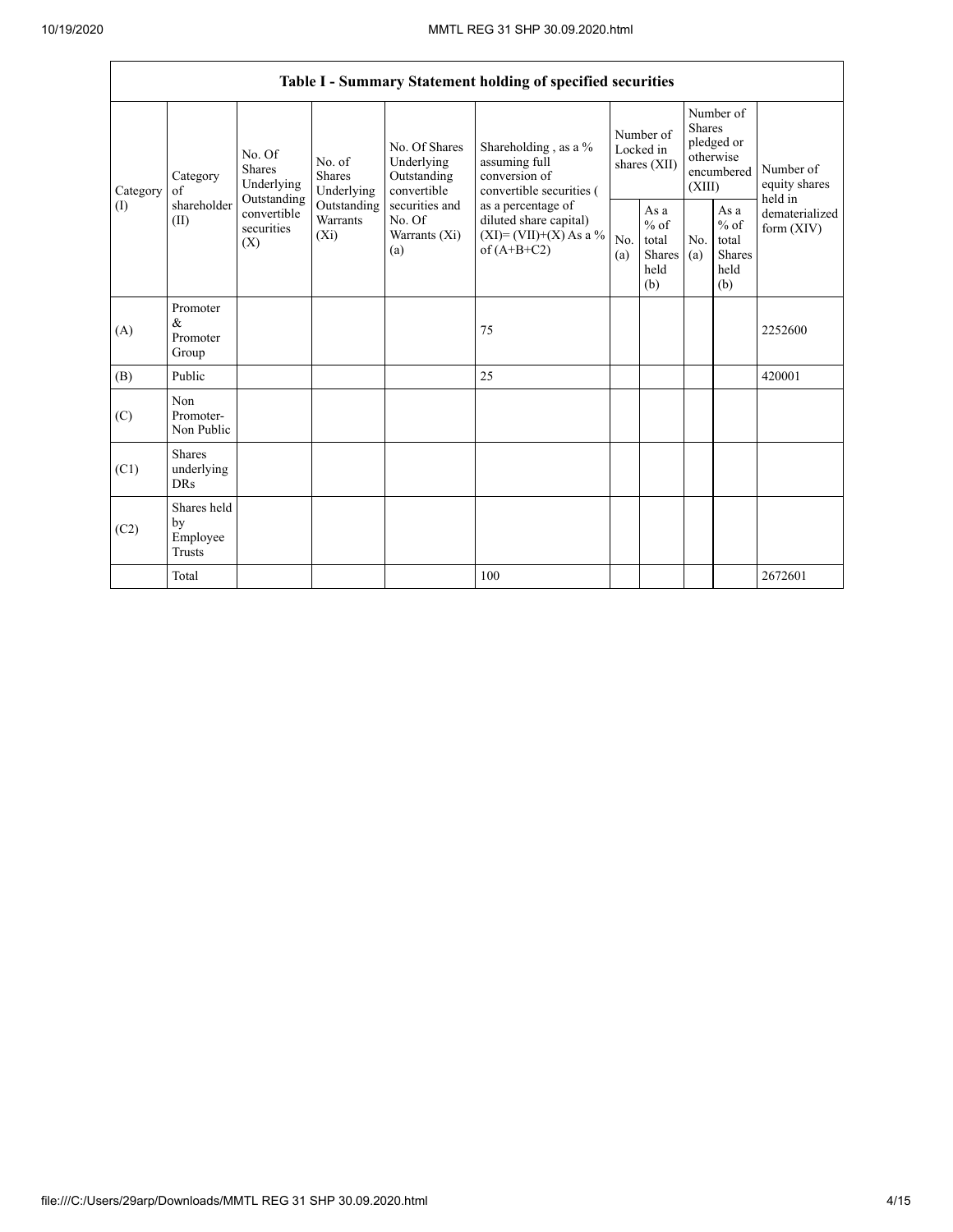| Table I - Summary Statement holding of specified securities | | | | | | | | | | | |
|---|---|---|---|---|---|---|---|---|---|---|---|
| Category (I) | Category of shareholder (II) | No. Of Shares Underlying Outstanding convertible securities (X) | No. of Shares Underlying Outstanding Warrants (Xi) | No. Of Shares Underlying Outstanding convertible securities and No. Of Warrants (Xi) (a) | Shareholding , as a % assuming full conversion of convertible securities ( as a percentage of diluted share capital) (XI)= (VII)+(X) As a % of (A+B+C2) | Number of Locked in shares (XII) | | Number of Shares pledged or otherwise encumbered (XIII) | | Number of equity shares held in dematerialized form (XIV) |
| | | | | | | No. (a) | As a % of total Shares held (b) | No. (a) | As a % of total Shares held (b) | |
| (A) | Promoter & Promoter Group | | | | 75 | | | | | 2252600 |
| (B) | Public | | | | 25 | | | | | 420001 |
| (C) | Non Promoter- Non Public | | | | | | | | | |
| (C1) | Shares underlying DRs | | | | | | | | | |
| (C2) | Shares held by Employee Trusts | | | | | | | | | |
| | Total | | | | 100 | | | | | 2672601 |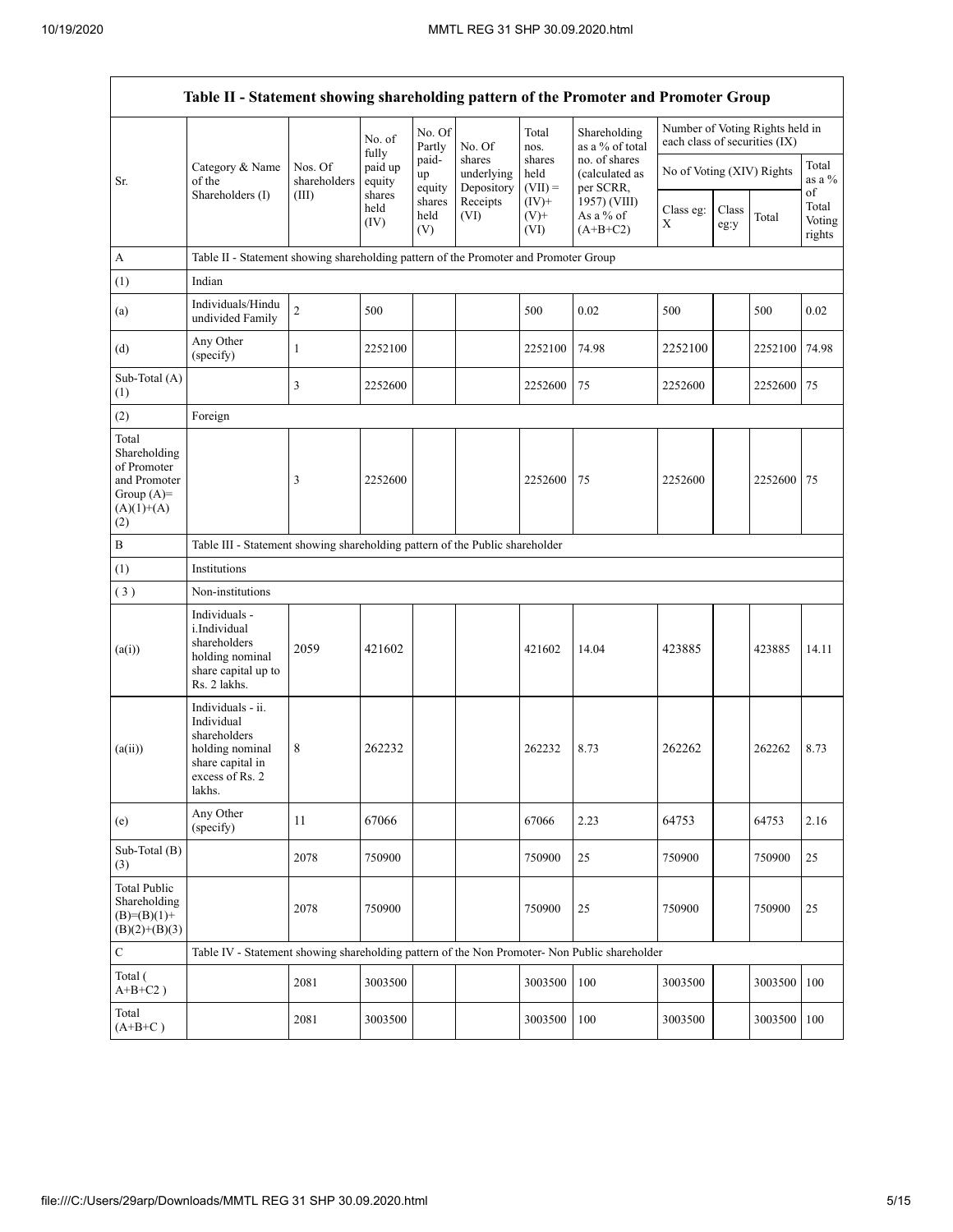| Table II - Statement showing shareholding pattern of the Promoter and Promoter Group | | | | | | | | | | | |
|---|---|---|---|---|---|---|---|---|---|---|---|
| Sr. | Category & Name of the Shareholders (I) | Nos. Of shareholders (III) | No. of fully paid up equity shares held (IV) | No. Of Partly paid-up equity shares held (V) | No. Of shares underlying Depository Receipts (VI) | Total nos. shares held (VII) = (IV)+ (V)+ (VI) | Shareholding as a % of total no. of shares (calculated as per SCRR, 1957) (VIII) As a % of (A+B+C2) | Number of Voting Rights held in each class of securities (IX) | | | |
| | | | | | | | | No of Voting (XIV) Rights | | | Total as a % of Total Voting rights |
| | | | | | | | | Class eg: X | Class eg:y | Total | |
| A | Table II - Statement showing shareholding pattern of the Promoter and Promoter Group | | | | | | | | | | |
| (1) | Indian | | | | | | | | | | |
| (a) | Individuals/Hindu undivided Family | 2 | 500 | | | 500 | 0.02 | 500 | | 500 | 0.02 |
| (d) | Any Other (specify) | 1 | 2252100 | | | 2252100 | 74.98 | 2252100 | | 2252100 | 74.98 |
| Sub-Total (A)(1) | | 3 | 2252600 | | | 2252600 | 75 | 2252600 | | 2252600 | 75 |
| (2) | Foreign | | | | | | | | | | |
| Total Shareholding of Promoter and Promoter Group (A)=(A)(1)+(A)(2) | | 3 | 2252600 | | | 2252600 | 75 | 2252600 | | 2252600 | 75 |
| B | Table III - Statement showing shareholding pattern of the Public shareholder | | | | | | | | | | |
| (1) | Institutions | | | | | | | | | | |
| (3) | Non-institutions | | | | | | | | | | |
| (a(i)) | Individuals - i.Individual shareholders holding nominal share capital up to Rs. 2 lakhs. | 2059 | 421602 | | | 421602 | 14.04 | 423885 | | 423885 | 14.11 |
| (a(ii)) | Individuals - ii. Individual shareholders holding nominal share capital in excess of Rs. 2 lakhs. | 8 | 262232 | | | 262232 | 8.73 | 262262 | | 262262 | 8.73 |
| (e) | Any Other (specify) | 11 | 67066 | | | 67066 | 2.23 | 64753 | | 64753 | 2.16 |
| Sub-Total (B)(3) | | 2078 | 750900 | | | 750900 | 25 | 750900 | | 750900 | 25 |
| Total Public Shareholding (B)=(B)(1)+(B)(2)+(B)(3) | | 2078 | 750900 | | | 750900 | 25 | 750900 | | 750900 | 25 |
| C | Table IV - Statement showing shareholding pattern of the Non Promoter- Non Public shareholder | | | | | | | | | | |
| Total ( A+B+C2 ) | | 2081 | 3003500 | | | 3003500 | 100 | 3003500 | | 3003500 | 100 |
| Total (A+B+C ) | | 2081 | 3003500 | | | 3003500 | 100 | 3003500 | | 3003500 | 100 |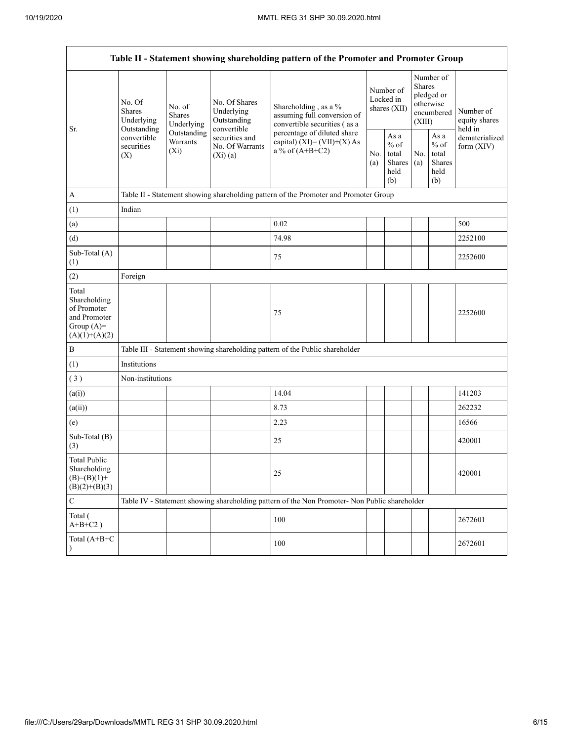| Table II - Statement showing shareholding pattern of the Promoter and Promoter Group | | | | | | | | | |
|---|---|---|---|---|---|---|---|---|---|
| Sr. | No. Of Shares Underlying Outstanding convertible securities (X) | No. of Shares Underlying Outstanding Warrants (Xi) | No. Of Shares Underlying Outstanding convertible securities and No. Of Warrants (Xi) (a) | Shareholding , as a % assuming full conversion of convertible securities ( as a percentage of diluted share capital) (XI)= (VII)+(X) As a % of (A+B+C2) | Number of Locked in shares (XII) | | Number of Shares pledged or otherwise encumbered (XIII) | | Number of equity shares held in dematerialized form (XIV) |
| | | | | | No. (a) | As a % of total Shares held (b) | No. (a) | As a % of total Shares held (b) | |
| A | Table II - Statement showing shareholding pattern of the Promoter and Promoter Group | | | | | | | | |
| (1) | Indian | | | | | | | | |
| (a) | | | | 0.02 | | | | | 500 |
| (d) | | | | 74.98 | | | | | 2252100 |
| Sub-Total (A) (1) | | | | 75 | | | | | 2252600 |
| (2) | Foreign | | | | | | | | |
| Total Shareholding of Promoter and Promoter Group (A)= (A)(1)+(A)(2) | | | | 75 | | | | | 2252600 |
| B | Table III - Statement showing shareholding pattern of the Public shareholder | | | | | | | | |
| (1) | Institutions | | | | | | | | |
| ( 3 ) | Non-institutions | | | | | | | | |
| (a(i)) | | | | 14.04 | | | | | 141203 |
| (a(ii)) | | | | 8.73 | | | | | 262232 |
| (e) | | | | 2.23 | | | | | 16566 |
| Sub-Total (B) (3) | | | | 25 | | | | | 420001 |
| Total Public Shareholding (B)=(B)(1)+(B)(2)+(B)(3) | | | | 25 | | | | | 420001 |
| C | Table IV - Statement showing shareholding pattern of the Non Promoter- Non Public shareholder | | | | | | | | |
| Total ( A+B+C2 ) | | | | 100 | | | | | 2672601 |
| Total (A+B+C ) | | | | 100 | | | | | 2672601 |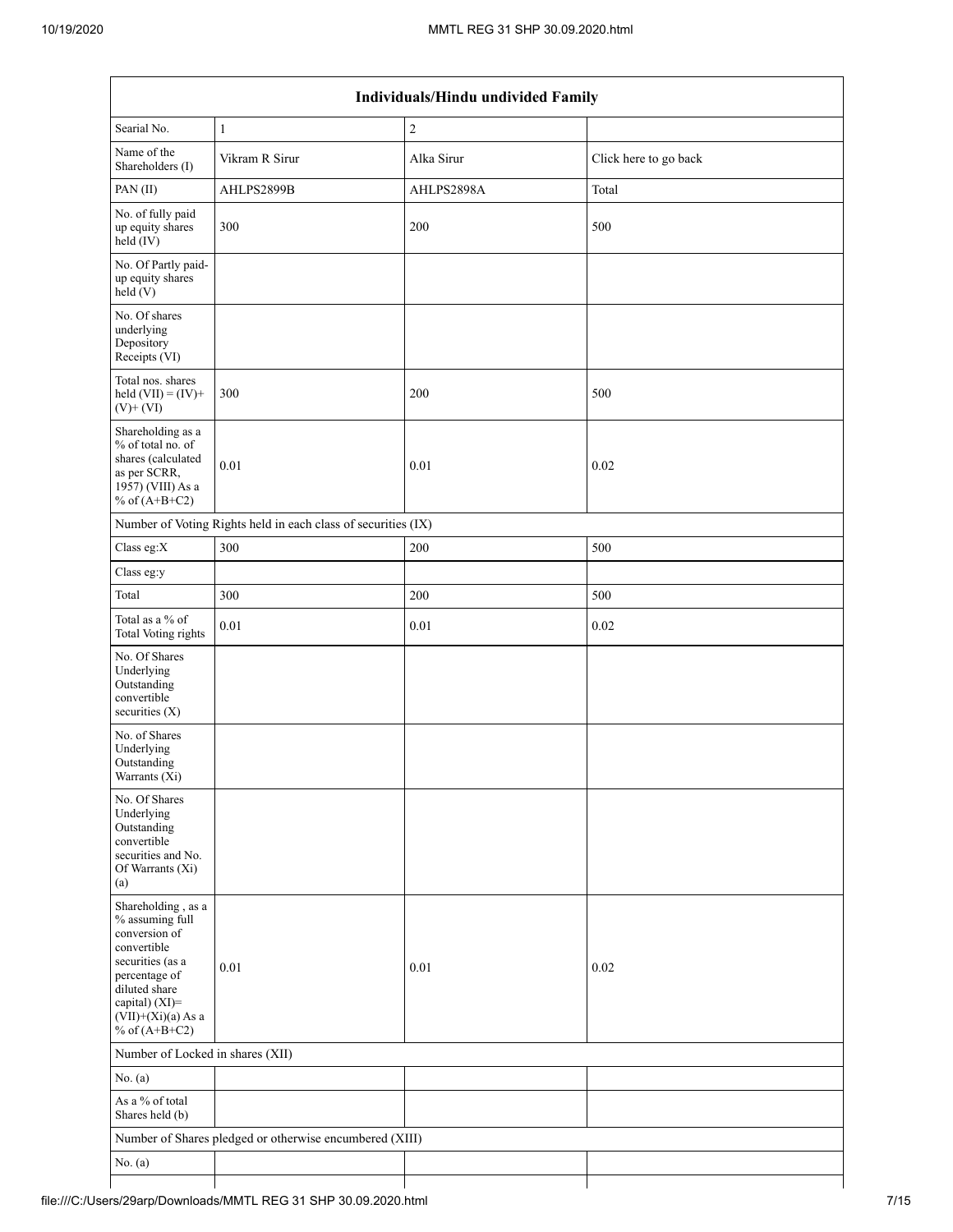| Individuals/Hindu undivided Family | | | |
|---|---|---|---|
| Searial No. | 1 | 2 | |
| Name of the Shareholders (I) | Vikram R Sirur | Alka Sirur | Click here to go back |
| PAN (II) | AHLPS2899B | AHLPS2898A | Total |
| No. of fully paid up equity shares held (IV) | 300 | 200 | 500 |
| No. Of Partly paid-up equity shares held (V) | | | |
| No. Of shares underlying Depository Receipts (VI) | | | |
| Total nos. shares held (VII) = (IV)+(V)+ (VI) | 300 | 200 | 500 |
| Shareholding as a % of total no. of shares (calculated as per SCRR, 1957) (VIII) As a % of (A+B+C2) | 0.01 | 0.01 | 0.02 |
| Number of Voting Rights held in each class of securities (IX) | | | |
| Class eg:X | 300 | 200 | 500 |
| Class eg:y | | | |
| Total | 300 | 200 | 500 |
| Total as a % of Total Voting rights | 0.01 | 0.01 | 0.02 |
| No. Of Shares Underlying Outstanding convertible securities (X) | | | |
| No. of Shares Underlying Outstanding Warrants (Xi) | | | |
| No. Of Shares Underlying Outstanding convertible securities and No. Of Warrants (Xi) (a) | | | |
| Shareholding , as a % assuming full conversion of convertible securities (as a percentage of diluted share capital) (XI)= (VII)+(Xi)(a) As a % of (A+B+C2) | 0.01 | 0.01 | 0.02 |
| Number of Locked in shares (XII) | | | |
| No. (a) | | | |
| As a % of total Shares held (b) | | | |
| Number of Shares pledged or otherwise encumbered (XIII) | | | |
| No. (a) | | | |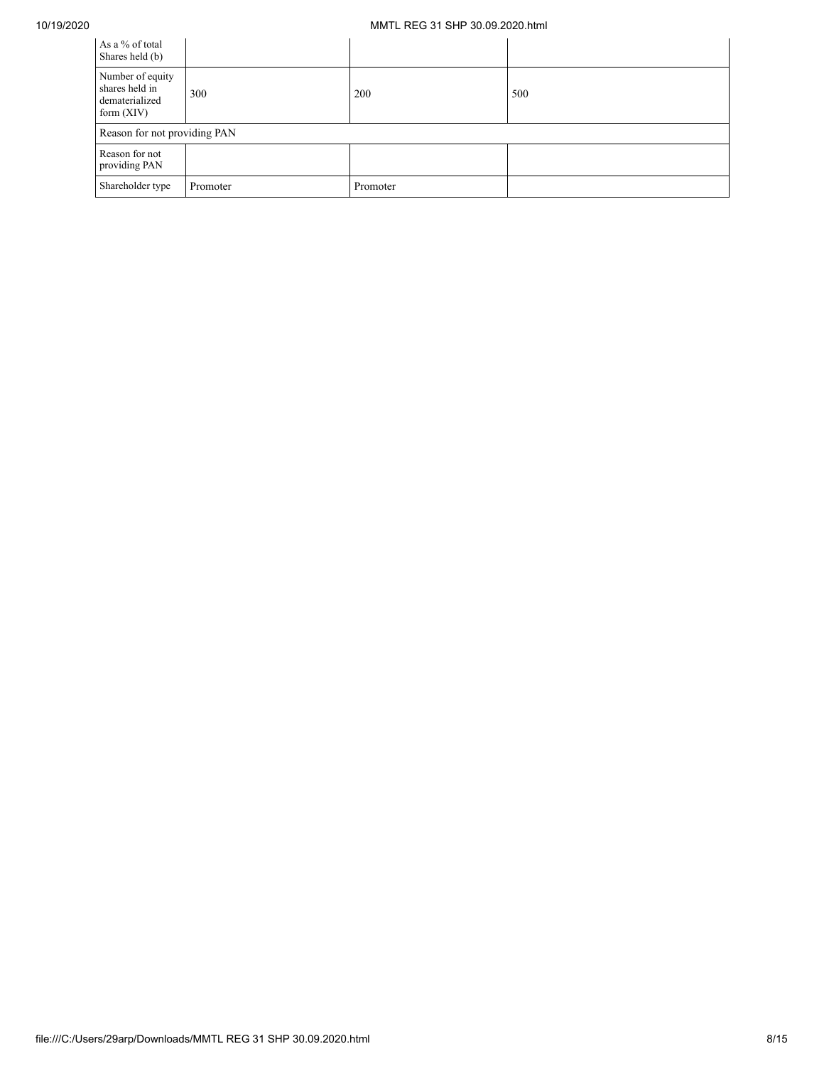| | | | |
|---|---|---|---|
| As a % of total Shares held (b) | | | |
| Number of equity shares held in dematerialized form (XIV) | 300 | 200 | 500 |
| Reason for not providing PAN | | | |
| Reason for not providing PAN | | | |
| Shareholder type | Promoter | Promoter | |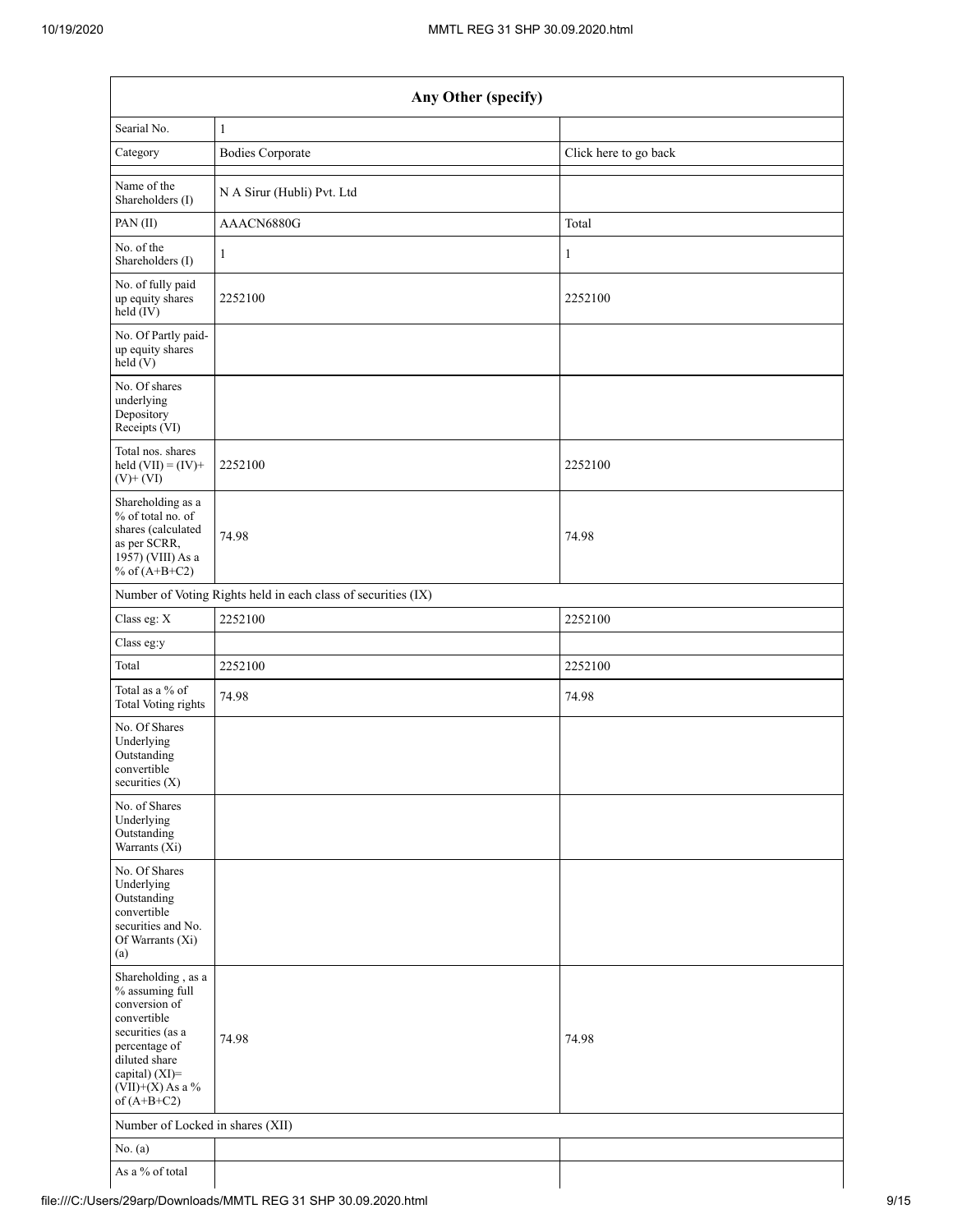| Any Other (specify) | | |
|---|---|---|
| Searial No. | 1 | |
| Category | Bodies Corporate | Click here to go back |
| Name of the Shareholders (I) | N A Sirur (Hubli) Pvt. Ltd | |
| PAN (II) | AAACN6880G | Total |
| No. of the Shareholders (I) | 1 | 1 |
| No. of fully paid up equity shares held (IV) | 2252100 | 2252100 |
| No. Of Partly paid-up equity shares held (V) | | |
| No. Of shares underlying Depository Receipts (VI) | | |
| Total nos. shares held (VII) = (IV)+ (V)+ (VI) | 2252100 | 2252100 |
| Shareholding as a % of total no. of shares (calculated as per SCRR, 1957) (VIII) As a % of (A+B+C2) | 74.98 | 74.98 |
| Number of Voting Rights held in each class of securities (IX) | | |
| Class eg: X | 2252100 | 2252100 |
| Class eg:y | | |
| Total | 2252100 | 2252100 |
| Total as a % of Total Voting rights | 74.98 | 74.98 |
| No. Of Shares Underlying Outstanding convertible securities (X) | | |
| No. of Shares Underlying Outstanding Warrants (Xi) | | |
| No. Of Shares Underlying Outstanding convertible securities and No. Of Warrants (Xi) (a) | | |
| Shareholding , as a % assuming full conversion of convertible securities (as a percentage of diluted share capital) (XI)= (VII)+(X) As a % of (A+B+C2) | 74.98 | 74.98 |
| Number of Locked in shares (XII) | | |
| No. (a) | | |
| As a % of total | | |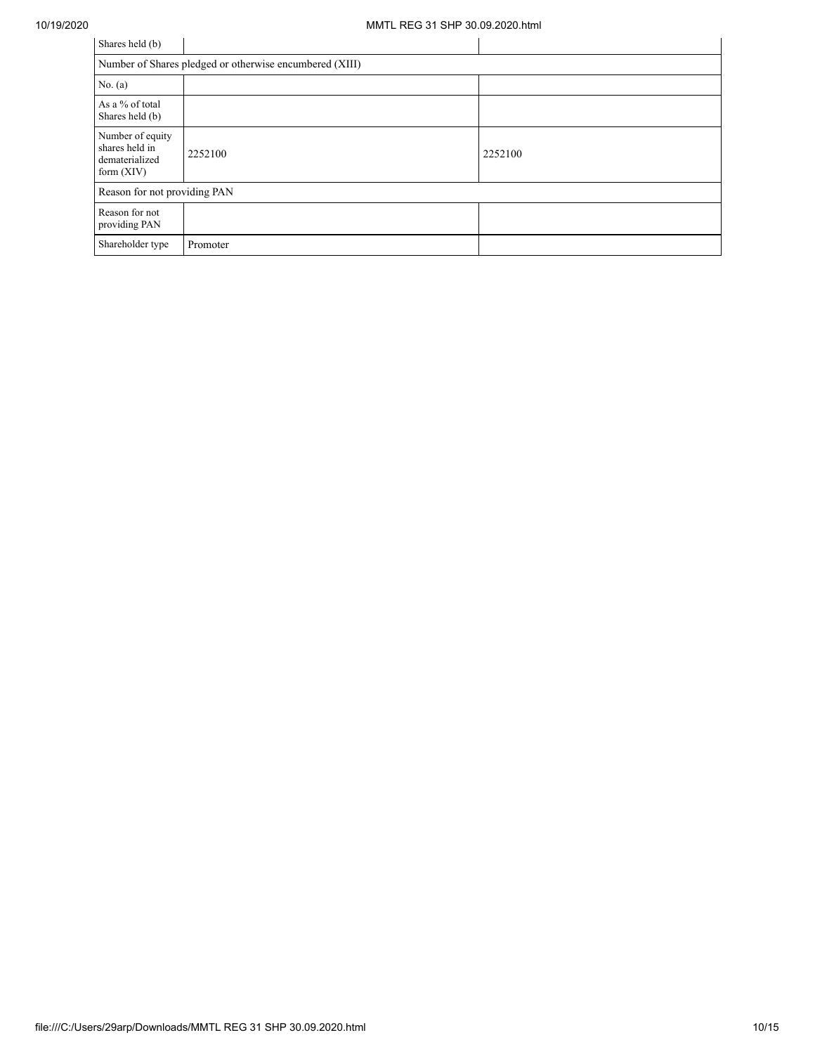| Shares held (b) | | |
|---|---|---|
| Number of Shares pledged or otherwise encumbered (XIII) | | |
| No. (a) | | |
| As a % of total Shares held (b) | | |
| Number of equity shares held in dematerialized form (XIV) | 2252100 | 2252100 |
| Reason for not providing PAN | | |
| Reason for not providing PAN | | |
| Shareholder type | Promoter | |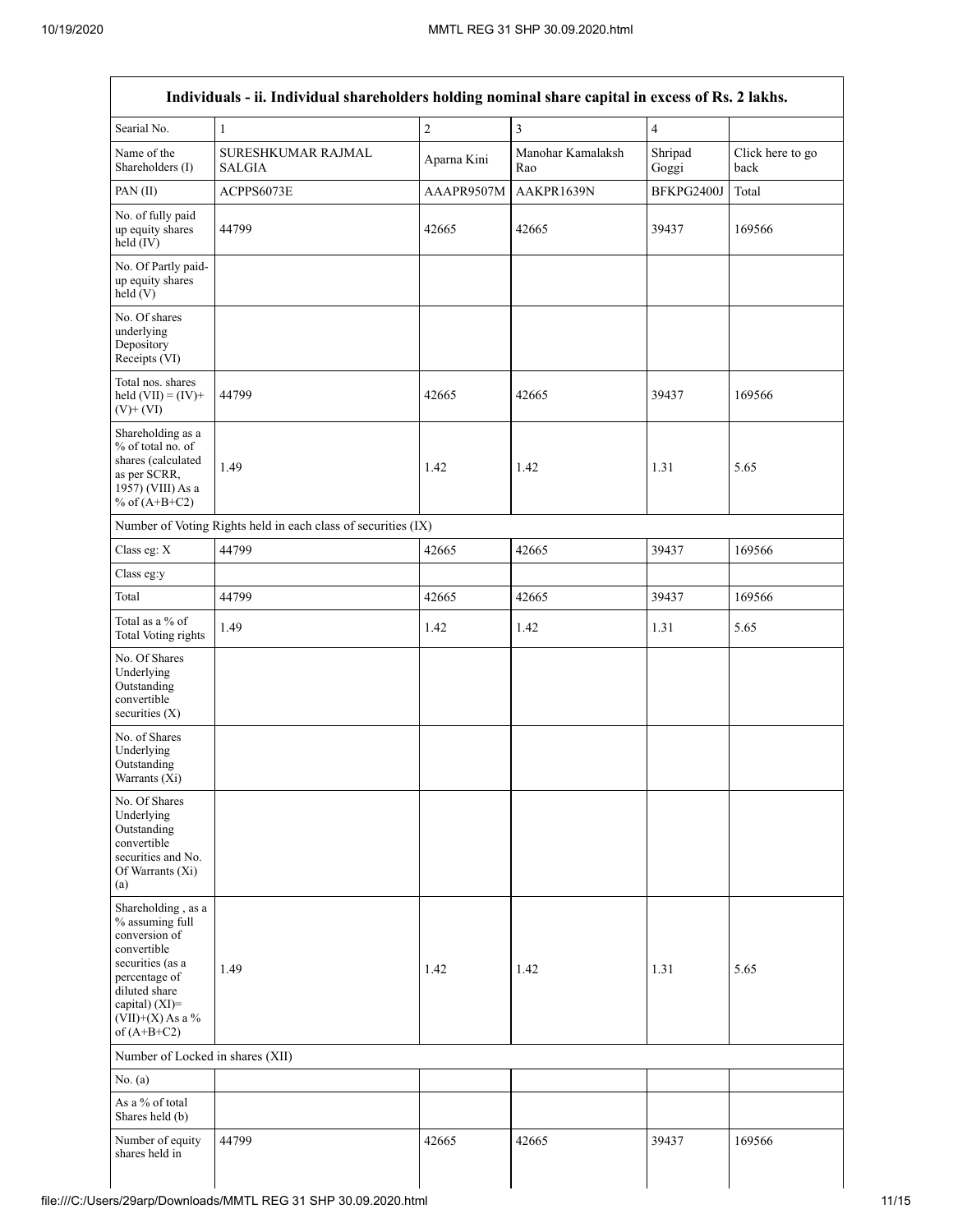| Individuals - ii. Individual shareholders holding nominal share capital in excess of Rs. 2 lakhs. | | | | | |
|---|---|---|---|---|---|
| Searial No. | 1 | 2 | 3 | 4 | |
| Name of the Shareholders (I) | SURESHKUMAR RAJMAL SALGIA | Aparna Kini | Manohar Kamalaksh Rao | Shripad Goggi | Click here to go back |
| PAN (II) | ACPPS6073E | AAAPR9507M | AAKPR1639N | BFKPG2400J | Total |
| No. of fully paid up equity shares held (IV) | 44799 | 42665 | 42665 | 39437 | 169566 |
| No. Of Partly paid-up equity shares held (V) | | | | | |
| No. Of shares underlying Depository Receipts (VI) | | | | | |
| Total nos. shares held (VII) = (IV)+ (V)+ (VI) | 44799 | 42665 | 42665 | 39437 | 169566 |
| Shareholding as a % of total no. of shares (calculated as per SCRR, 1957) (VIII) As a % of (A+B+C2) | 1.49 | 1.42 | 1.42 | 1.31 | 5.65 |
| Number of Voting Rights held in each class of securities (IX) | | | | | |
| Class eg: X | 44799 | 42665 | 42665 | 39437 | 169566 |
| Class eg:y | | | | | |
| Total | 44799 | 42665 | 42665 | 39437 | 169566 |
| Total as a % of Total Voting rights | 1.49 | 1.42 | 1.42 | 1.31 | 5.65 |
| No. Of Shares Underlying Outstanding convertible securities (X) | | | | | |
| No. of Shares Underlying Outstanding Warrants (Xi) | | | | | |
| No. Of Shares Underlying Outstanding convertible securities and No. Of Warrants (Xi) (a) | | | | | |
| Shareholding , as a % assuming full conversion of convertible securities (as a percentage of diluted share capital) (XI)= (VII)+(X) As a % of (A+B+C2) | 1.49 | 1.42 | 1.42 | 1.31 | 5.65 |
| Number of Locked in shares (XII) | | | | | |
| No. (a) | | | | | |
| As a % of total Shares held (b) | | | | | |
| Number of equity shares held in | 44799 | 42665 | 42665 | 39437 | 169566 |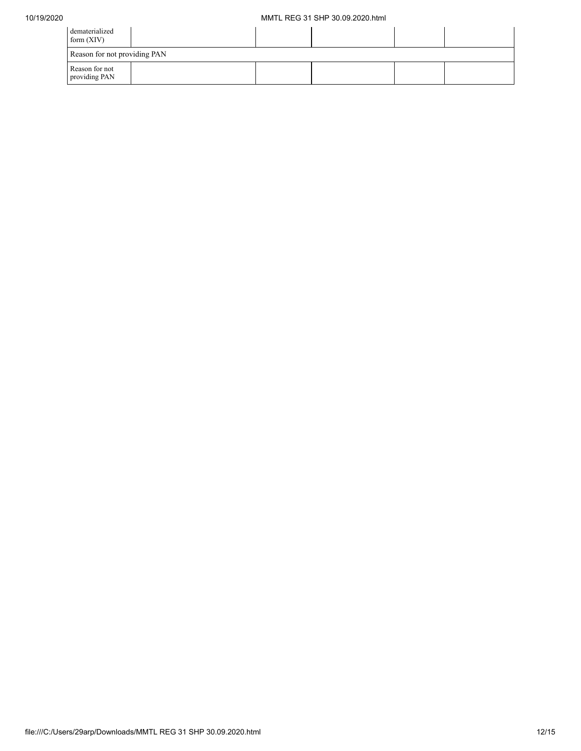| dematerialized form (XIV) | | | | | |
| --- | --- | --- | --- | --- | --- |
| Reason for not providing PAN | | | | | |
| Reason for not providing PAN | | | | | |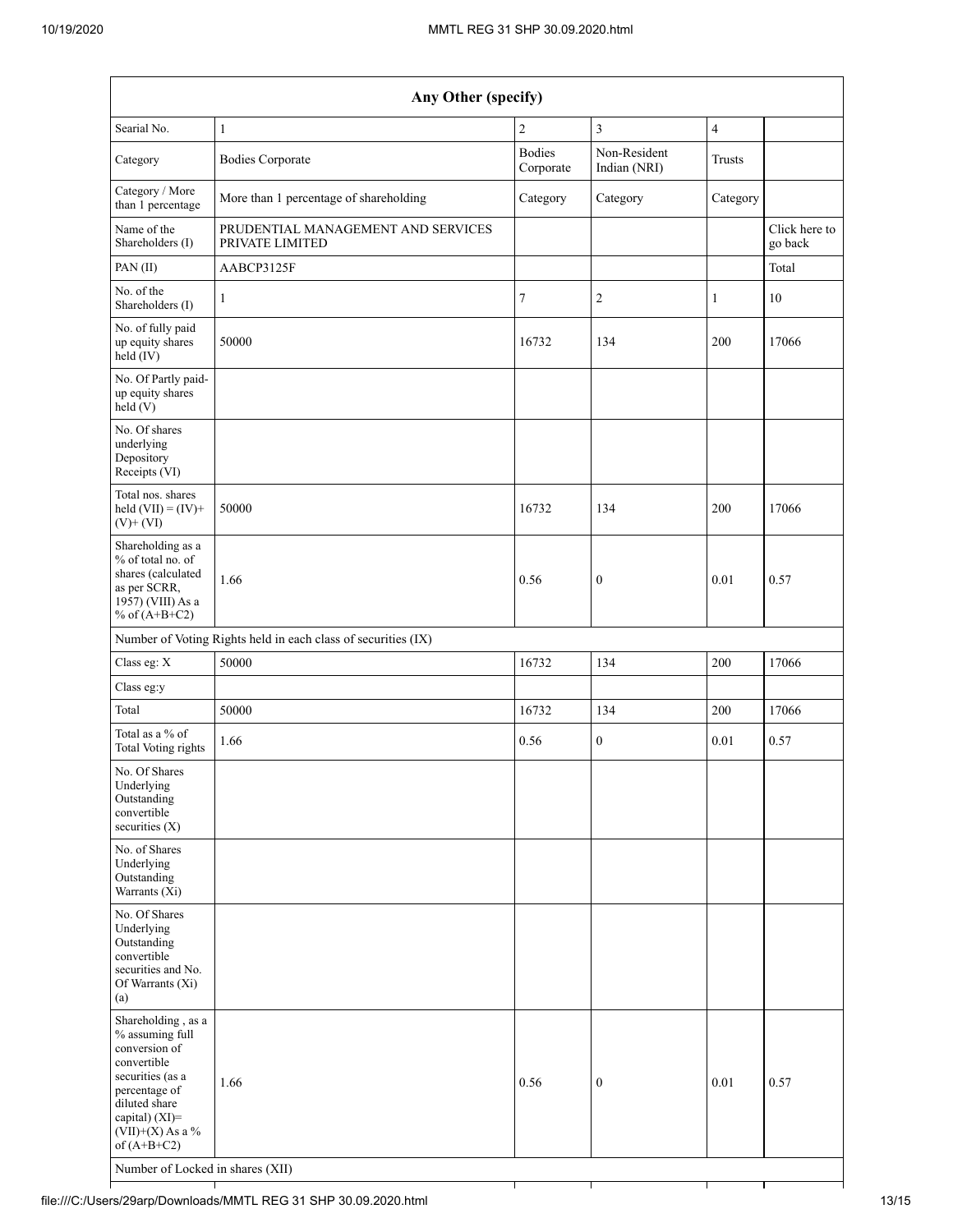| Any Other (specify) | | | | | |
|---|---|---|---|---|---|
| Searial No. | 1 | 2 | 3 | 4 | |
| Category | Bodies Corporate | Bodies Corporate | Non-Resident Indian (NRI) | Trusts | |
| Category / More than 1 percentage | More than 1 percentage of shareholding | Category | Category | Category | |
| Name of the Shareholders (I) | PRUDENTIAL MANAGEMENT AND SERVICES PRIVATE LIMITED | | | | Click here to go back |
| PAN (II) | AABCP3125F | | | | Total |
| No. of the Shareholders (I) | 1 | 7 | 2 | 1 | 10 |
| No. of fully paid up equity shares held (IV) | 50000 | 16732 | 134 | 200 | 17066 |
| No. Of Partly paid-up equity shares held (V) | | | | | |
| No. Of shares underlying Depository Receipts (VI) | | | | | |
| Total nos. shares held (VII) = (IV)+ (V)+ (VI) | 50000 | 16732 | 134 | 200 | 17066 |
| Shareholding as a % of total no. of shares (calculated as per SCRR, 1957) (VIII) As a % of (A+B+C2) | 1.66 | 0.56 | 0 | 0.01 | 0.57 |
| Number of Voting Rights held in each class of securities (IX) | | | | | |
| Class eg: X | 50000 | 16732 | 134 | 200 | 17066 |
| Class eg:y | | | | | |
| Total | 50000 | 16732 | 134 | 200 | 17066 |
| Total as a % of Total Voting rights | 1.66 | 0.56 | 0 | 0.01 | 0.57 |
| No. Of Shares Underlying Outstanding convertible securities (X) | | | | | |
| No. of Shares Underlying Outstanding Warrants (Xi) | | | | | |
| No. Of Shares Underlying Outstanding convertible securities and No. Of Warrants (Xi) (a) | | | | | |
| Shareholding , as a % assuming full conversion of convertible securities (as a percentage of diluted share capital) (XI)= (VII)+(X) As a % of (A+B+C2) | 1.66 | 0.56 | 0 | 0.01 | 0.57 |
| Number of Locked in shares (XII) | | | | | |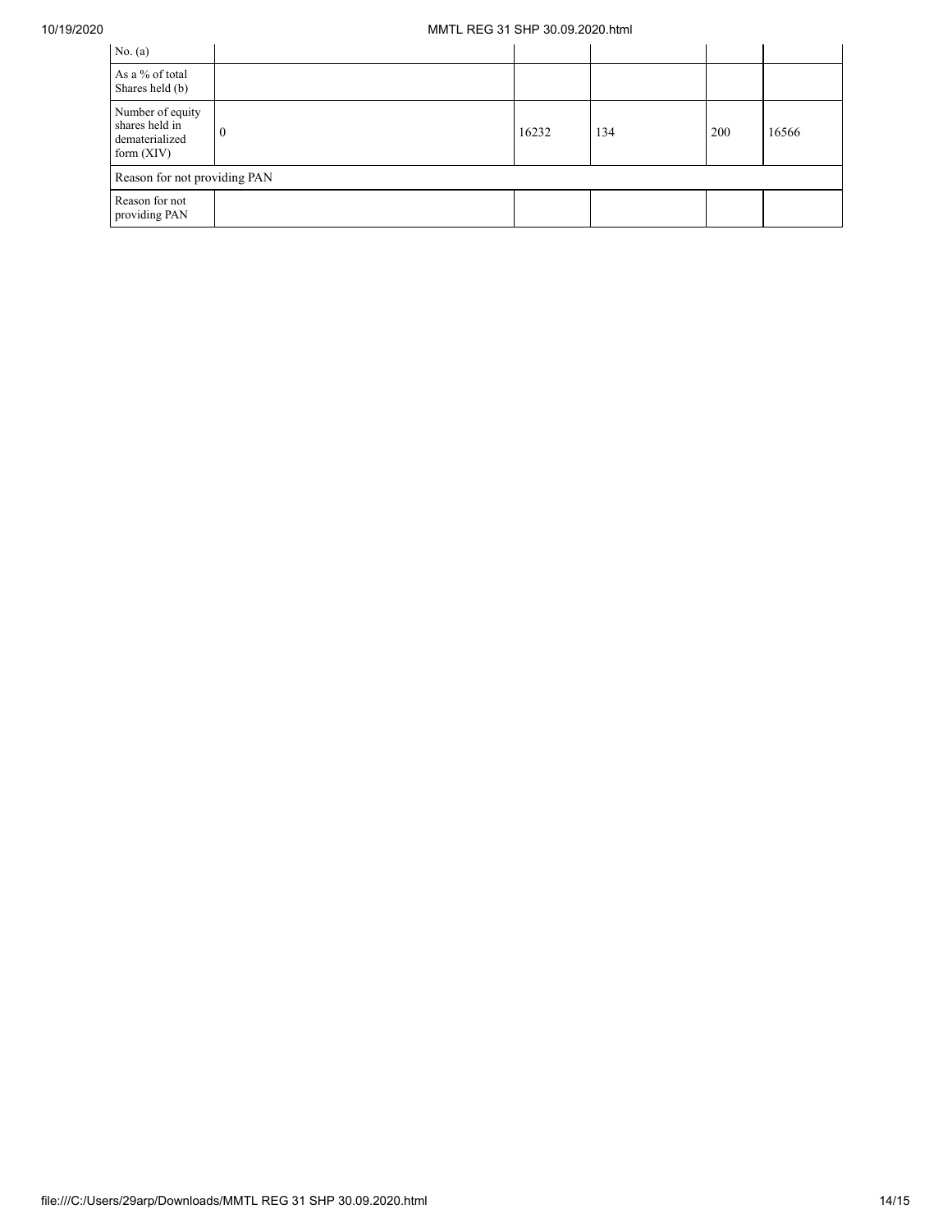| No. (a) | | | | | |
|---|---|---|---|---|---|
| As a % of total Shares held (b) | | | | | |
| Number of equity shares held in dematerialized form (XIV) | 0 | 16232 | 134 | 200 | 16566 |
| Reason for not providing PAN | | | | | |
| Reason for not providing PAN | | | | | |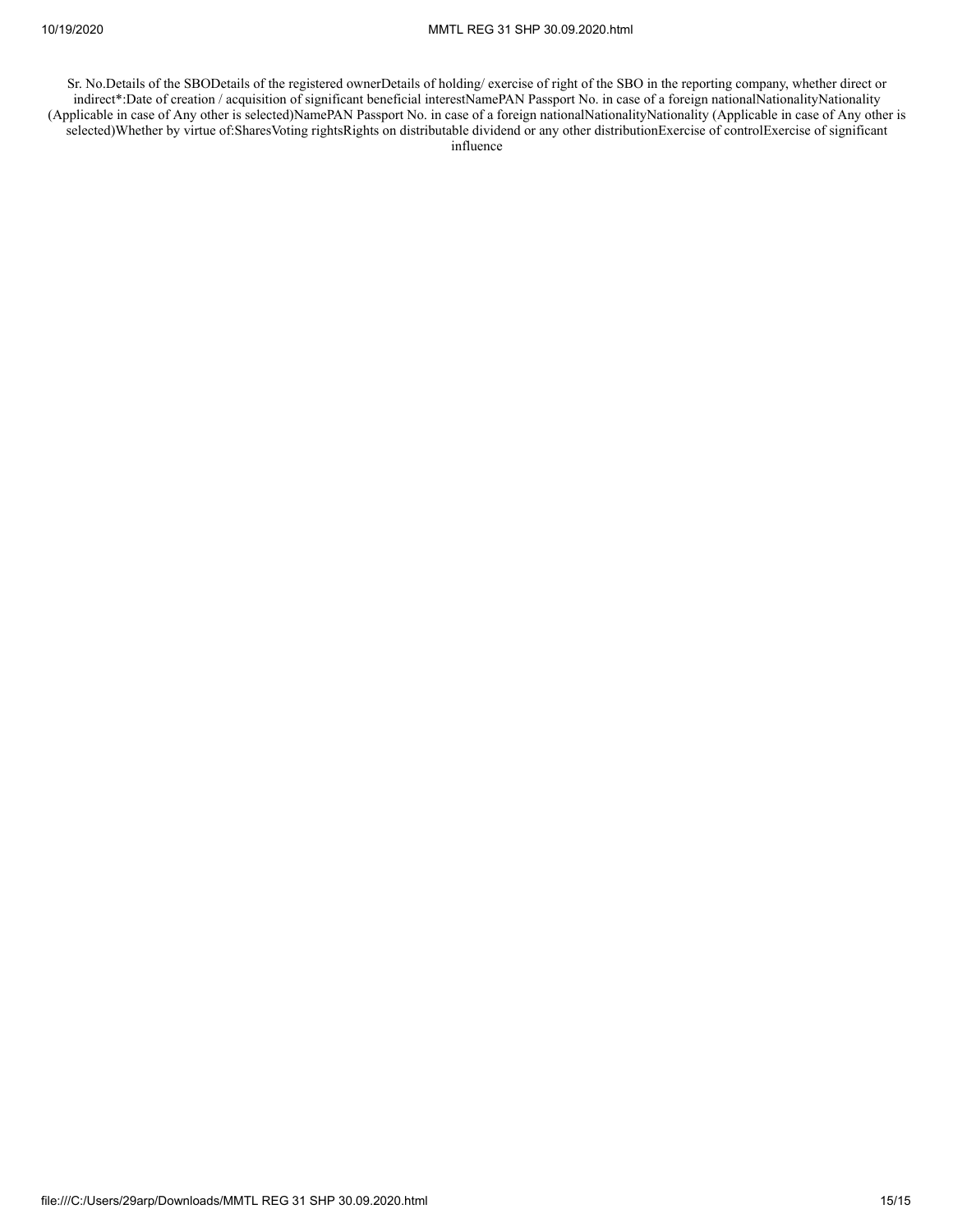Sr. No.Details of the SBODetails of the registered ownerDetails of holding/ exercise of right of the SBO in the reporting company, whether direct or indirect*:Date of creation / acquisition of significant beneficial interestNamePAN Passport No. in case of a foreign nationalNationalityNationality (Applicable in case of Any other is selected)NamePAN Passport No. in case of a foreign nationalNationalityNationality (Applicable in case of Any other is selected)Whether by virtue of:SharesVoting rightsRights on distributable dividend or any other distributionExercise of controlExercise of significant influence